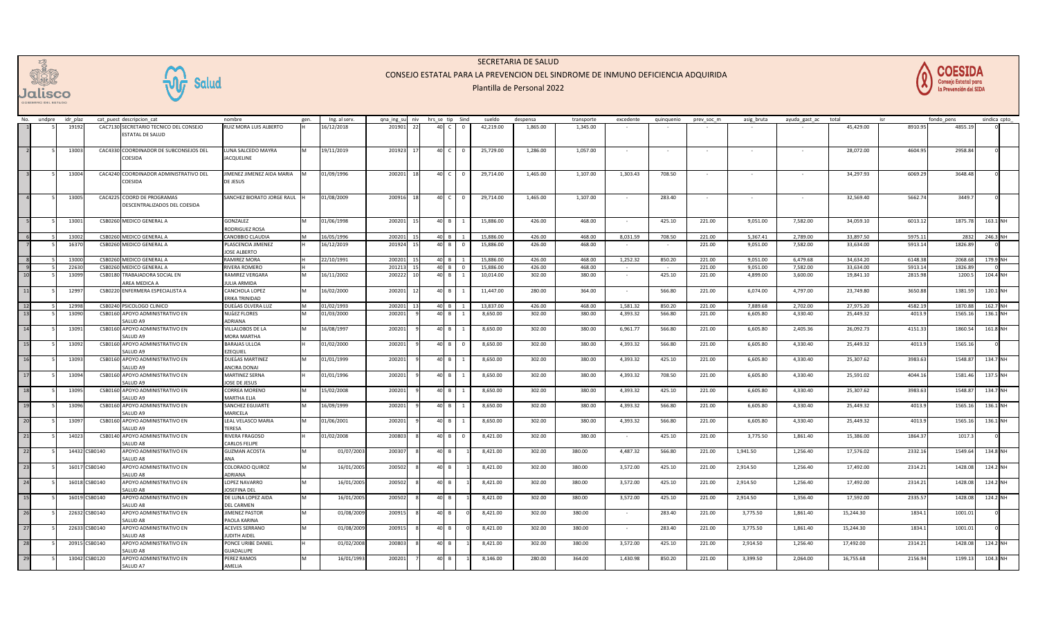# SECRETARIA DE SALUD

## CONSEJO ESTATAL PARA LA PREVENCION DEL SINDROME DE INMUNO DEFICIENCIA ADQUIRIDA

### Plantilla de Personal 2022

| No. | undpre | idr_plaz | cat_puest | descripcion_cat | nombre | gen. | Ing. al serv. | qna_ing_su | niv | hrs_se | tip | Sind | sueldo | despensa | transporte | excedente | quinquenio | prev_soc_m | asig_bruta | ayuda_gast_ac | total | isr | fondo_pens | sindica | cpto_ |
|---|---|---|---|---|---|---|---|---|---|---|---|---|---|---|---|---|---|---|---|---|---|---|---|---|---|
| 1 | 5 | 19192 | CAC7130 | SECRETARIO TECNICO DEL CONSEJO ESTATAL DE SALUD | RUIZ MORA LUIS ALBERTO | H | 16/12/2018 | 201901 | 22 | 40 | C | 0 | 42,219.00 | 1,865.00 | 1,345.00 | - | - | - | - | - | 45,429.00 | 8910.95 | 4855.19 | 0 | |
| 2 | 5 | 13003 | CAC4330 | COORDINADOR DE SUBCONSEJOS DEL COESIDA | LUNA SALCEDO MAYRA JACQUELINE | M | 19/11/2019 | 201923 | 17 | 40 | C | 0 | 25,729.00 | 1,286.00 | 1,057.00 | - | - | - | - | - | 28,072.00 | 4604.95 | 2958.84 | 0 | |
| 3 | 5 | 13004 | CAC4240 | COORDINADOR ADMINISTRATIVO DEL COESIDA | JIMENEZ JIMENEZ AIDA MARIA DE JESUS | M | 01/09/1996 | 200201 | 18 | 40 | C | 0 | 29,714.00 | 1,465.00 | 1,107.00 | 1,303.43 | 708.50 | - | - | - | 34,297.93 | 6069.29 | 3648.48 | 0 | |
| 4 | 5 | 13005 | CAC4225 | COORD DE PROGRAMAS DESCENTRALIZADOS DEL COESIDA | SANCHEZ BIORATO JORGE RAUL | H | 01/08/2009 | 200916 | 18 | 40 | C | 0 | 29,714.00 | 1,465.00 | 1,107.00 | - | 283.40 | - | - | - | 32,569.40 | 5662.74 | 3449.7 | 0 | |
| 5 | 5 | 13001 | CSB0260 | MEDICO GENERAL A | GONZALEZ RODRIGUEZ ROSA | M | 01/06/1998 | 200201 | 15 | 40 | B | 1 | 15,886.00 | 426.00 | 468.00 | - | 425.10 | 221.00 | 9,051.00 | 7,582.00 | 34,059.10 | 6013.12 | 1875.78 | 163.1 | NH |
| 6 | 5 | 13002 | CSB0260 | MEDICO GENERAL A | CANOBBIO CLAUDIA | M | 16/05/1996 | 200201 | 15 | 40 | B | 1 | 15,886.00 | 426.00 | 468.00 | 8,031.59 | 708.50 | 221.00 | 5,367.41 | 2,789.00 | 33,897.50 | 5975.11 | 2832 | 246.3 | NH |
| 7 | 5 | 16370 | CSB0260 | MEDICO GENERAL A | PLASCENCIA JIMENEZ JOSE ALBERTO | H | 16/12/2019 | 201924 | 15 | 40 | B | 0 | 15,886.00 | 426.00 | 468.00 | - | - | 221.00 | 9,051.00 | 7,582.00 | 33,634.00 | 5913.14 | 1826.89 | 0 | |
| 8 | 5 | 13000 | CSB0260 | MEDICO GENERAL A | RAMIREZ MORA | H | 22/10/1991 | 200201 | 15 | 40 | B | 1 | 15,886.00 | 426.00 | 468.00 | 1,252.32 | 850.20 | 221.00 | 9,051.00 | 6,479.68 | 34,634.20 | 6148.38 | 2068.68 | 179.9 | NH |
| 9 | 5 | 22630 | CSB0260 | MEDICO GENERAL A | RIVERA ROMERO | H | | 201213 | 15 | 40 | B | 0 | 15,886.00 | 426.00 | 468.00 | - | - | 221.00 | 9,051.00 | 7,582.00 | 33,634.00 | 5913.14 | 1826.89 | 0 | |
| 10 | 5 | 13099 | CSB0180 | TRABAJADORA SOCIAL EN AREA MEDICA A | RAMIREZ VERGARA JULIA ARMIDA | M | 16/11/2002 | 200222 | 10 | 40 | B | 1 | 10,014.00 | 302.00 | 380.00 | - | 425.10 | 221.00 | 4,899.00 | 3,600.00 | 19,841.10 | 2815.98 | 1200.5 | 104.4 | NH |
| 11 | 5 | 12997 | CSB0220 | ENFERMERA ESPECIALISTA A | CANCHOLA LOPEZ ERIKA TRINIDAD | M | 16/02/2000 | 200201 | 12 | 40 | B | 1 | 11,447.00 | 280.00 | 364.00 | - | 566.80 | 221.00 | 6,074.00 | 4,797.00 | 23,749.80 | 3650.88 | 1381.59 | 120.1 | NH |
| 12 | 5 | 12998 | CSB0240 | PSICOLOGO CLINICO | DUEÑAS OLVERA LUZ | M | 01/02/1993 | 200201 | 13 | 40 | B | 1 | 13,837.00 | 426.00 | 468.00 | 1,581.32 | 850.20 | 221.00 | 7,889.68 | 2,702.00 | 27,975.20 | 4582.19 | 1870.88 | 162.7 | NH |
| 13 | 5 | 13090 | CSB0160 | APOYO ADMINISTRATIVO EN SALUD A9 | NUÑEZ FLORES ADRIANA | M | 01/03/2000 | 200201 | 9 | 40 | B | 1 | 8,650.00 | 302.00 | 380.00 | 4,393.32 | 566.80 | 221.00 | 6,605.80 | 4,330.40 | 25,449.32 | 4013.9 | 1565.16 | 136.1 | NH |
| 14 | 5 | 13091 | CSB0160 | APOYO ADMINISTRATIVO EN SALUD A9 | VILLALOBOS DE LA MORA MARTHA | M | 16/08/1997 | 200201 | 9 | 40 | B | 1 | 8,650.00 | 302.00 | 380.00 | 6,961.77 | 566.80 | 221.00 | 6,605.80 | 2,405.36 | 26,092.73 | 4151.33 | 1860.54 | 161.8 | NH |
| 15 | 5 | 13092 | CSB0160 | APOYO ADMINISTRATIVO EN SALUD A9 | BARAJAS ULLOA EZEQUIEL | H | 01/02/2000 | 200201 | 9 | 40 | B | 0 | 8,650.00 | 302.00 | 380.00 | 4,393.32 | 566.80 | 221.00 | 6,605.80 | 4,330.40 | 25,449.32 | 4013.9 | 1565.16 | 0 | |
| 16 | 5 | 13093 | CSB0160 | APOYO ADMINISTRATIVO EN SALUD A9 | DUEÑAS MARTINEZ ANCIRA DONAJ | M | 01/01/1999 | 200201 | 9 | 40 | B | 1 | 8,650.00 | 302.00 | 380.00 | 4,393.32 | 425.10 | 221.00 | 6,605.80 | 4,330.40 | 25,307.62 | 3983.63 | 1548.87 | 134.7 | NH |
| 17 | 5 | 13094 | CSB0160 | APOYO ADMINISTRATIVO EN SALUD A9 | MARTINEZ SERNA JOSE DE JESUS | H | 01/01/1996 | 200201 | 9 | 40 | B | 1 | 8,650.00 | 302.00 | 380.00 | 4,393.32 | 708.50 | 221.00 | 6,605.80 | 4,330.40 | 25,591.02 | 4044.16 | 1581.46 | 137.5 | NH |
| 18 | 5 | 13095 | CSB0160 | APOYO ADMINISTRATIVO EN SALUD A9 | CORREA MORENO MARTHA ELIA | M | 15/02/2008 | 200201 | 9 | 40 | B | 1 | 8,650.00 | 302.00 | 380.00 | 4,393.32 | 425.10 | 221.00 | 6,605.80 | 4,330.40 | 25,307.62 | 3983.63 | 1548.87 | 134.7 | NH |
| 19 | 5 | 13096 | CSB0160 | APOYO ADMINISTRATIVO EN SALUD A9 | SANCHEZ EGUIARTE MARICELA | M | 16/09/1999 | 200201 | 9 | 40 | B | 1 | 8,650.00 | 302.00 | 380.00 | 4,393.32 | 566.80 | 221.00 | 6,605.80 | 4,330.40 | 25,449.32 | 4013.9 | 1565.16 | 136.1 | NH |
| 20 | 5 | 13097 | CSB0160 | APOYO ADMINISTRATIVO EN SALUD A9 | LEAL VELASCO MARIA TERESA | M | 01/06/2001 | 200201 | 9 | 40 | B | 1 | 8,650.00 | 302.00 | 380.00 | 4,393.32 | 566.80 | 221.00 | 6,605.80 | 4,330.40 | 25,449.32 | 4013.9 | 1565.16 | 136.1 | NH |
| 21 | 5 | 14023 | CSB0140 | APOYO ADMINISTRATIVO EN SALUD A8 | RIVERA FRAGOSO CARLOS FELIPE | H | 01/02/2008 | 200803 | 8 | 40 | B | 0 | 8,421.00 | 302.00 | 380.00 | - | 425.10 | 221.00 | 3,775.50 | 1,861.40 | 15,386.00 | 1864.37 | 1017.3 | 0 | |
| 22 | 5 | 14432 | CSB0140 | APOYO ADMINISTRATIVO EN SALUD A8 | GUZMAN ACOSTA ANA | M | 01/07/2003 | 200307 | 8 | 40 | B | 1 | 8,421.00 | 302.00 | 380.00 | 4,487.32 | 566.80 | 221.00 | 1,941.50 | 1,256.40 | 17,576.02 | 2332.16 | 1549.64 | 134.8 | NH |
| 23 | 5 | 16017 | CSB0140 | APOYO ADMINISTRATIVO EN SALUD A8 | COLORADO QUIROZ ADRIANA | M | 16/01/2005 | 200502 | 8 | 40 | B | 1 | 8,421.00 | 302.00 | 380.00 | 3,572.00 | 425.10 | 221.00 | 2,914.50 | 1,256.40 | 17,492.00 | 2314.21 | 1428.08 | 124.2 | NH |
| 24 | 5 | 16018 | CSB0140 | APOYO ADMINISTRATIVO EN SALUD A8 | LOPEZ NAVARRO JOSEFINA DEL | M | 16/01/2005 | 200502 | 8 | 40 | B | 1 | 8,421.00 | 302.00 | 380.00 | 3,572.00 | 425.10 | 221.00 | 2,914.50 | 1,256.40 | 17,492.00 | 2314.21 | 1428.08 | 124.2 | NH |
| 25 | 5 | 16019 | CSB0140 | APOYO ADMINISTRATIVO EN SALUD A8 | DE LUNA LOPEZ AIDA DEL CARMEN | M | 16/01/2005 | 200502 | 8 | 40 | B | 1 | 8,421.00 | 302.00 | 380.00 | 3,572.00 | 425.10 | 221.00 | 2,914.50 | 1,356.40 | 17,592.00 | 2335.57 | 1428.08 | 124.2 | NH |
| 26 | 5 | 22632 | CSB0140 | APOYO ADMINISTRATIVO EN SALUD A8 | JIMENEZ PASTOR PAOLA KARINA | M | 01/08/2009 | 200915 | 8 | 40 | B | 0 | 8,421.00 | 302.00 | 380.00 | - | 283.40 | 221.00 | 3,775.50 | 1,861.40 | 15,244.30 | 1834.1 | 1001.01 | 0 | |
| 27 | 5 | 22633 | CSB0140 | APOYO ADMINISTRATIVO EN SALUD A8 | ACEVES SERRANO JUDITH AIDEL | M | 01/08/2009 | 200915 | 8 | 40 | B | 0 | 8,421.00 | 302.00 | 380.00 | - | 283.40 | 221.00 | 3,775.50 | 1,861.40 | 15,244.30 | 1834.1 | 1001.01 | 0 | |
| 28 | 5 | 20915 | CSB0140 | APOYO ADMINISTRATIVO EN SALUD A8 | PONCE URIBE DANIEL GUADALUPE | H | 01/02/2008 | 200803 | 8 | 40 | B | 1 | 8,421.00 | 302.00 | 380.00 | 3,572.00 | 425.10 | 221.00 | 2,914.50 | 1,256.40 | 17,492.00 | 2314.21 | 1428.08 | 124.2 | NH |
| 29 | 5 | 13042 | CSB0120 | APOYO ADMINISTRATIVO EN SALUD A7 | PEREZ RAMOS AMELIA | M | 16/01/1993 | 200201 | 7 | 40 | B | 1 | 8,146.00 | 280.00 | 364.00 | 1,430.98 | 850.20 | 221.00 | 3,399.50 | 2,064.00 | 16,755.68 | 2156.94 | 1199.13 | 104.3 | NH |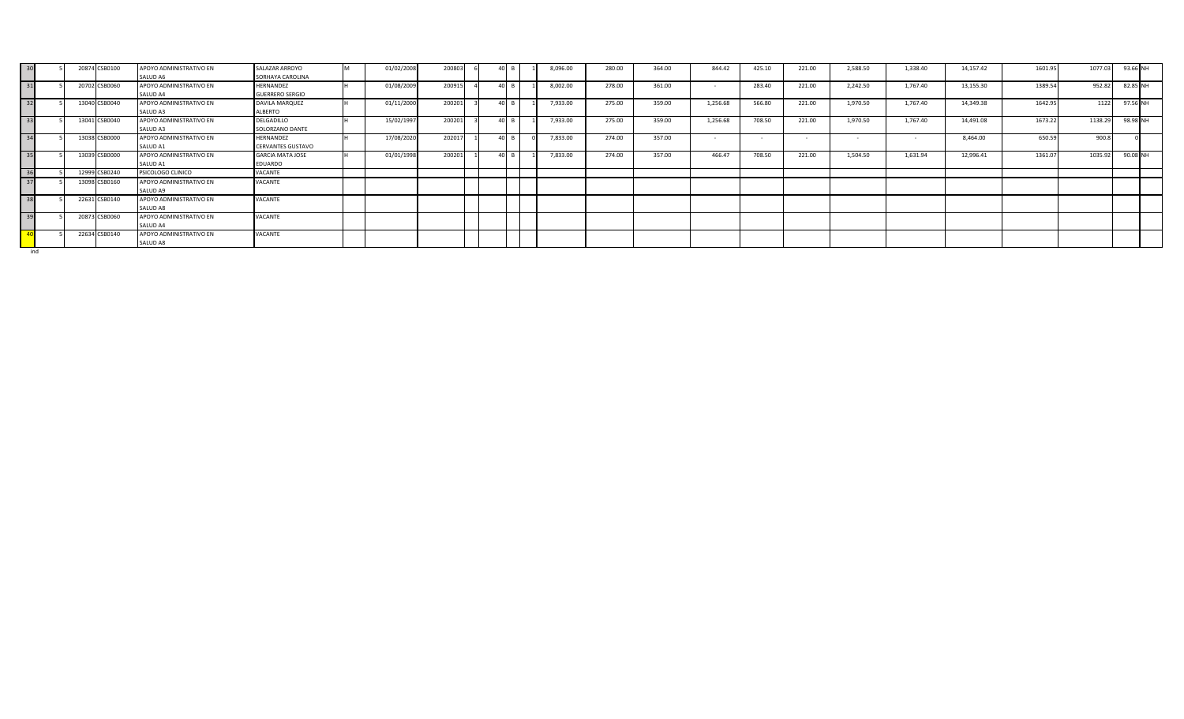| | | | | | | | | | | | | | | | | | | | | | | | | | |
|---|---|---|---|---|---|---|---|---|---|---|---|---|---|---|---|---|---|---|---|---|---|---|---|---|---|
| 30 | 5 | 20874 | CSB0100 | APOYO ADMINISTRATIVO EN SALUD A6 | SALAZAR ARROYO SORHAYA CAROLINA | M | 01/02/2008 | 200803 | 6 | 40 | B | 1 | 8,096.00 | 280.00 | 364.00 | 844.42 | 425.10 | 221.00 | 2,588.50 | 1,338.40 | 14,157.42 | 1601.95 | 1077.03 | 93.66 | NH |
| 31 | 5 | 20702 | CSB0060 | APOYO ADMINISTRATIVO EN SALUD A4 | HERNANDEZ GUERRERO SERGIO | H | 01/08/2009 | 200915 | 4 | 40 | B | 1 | 8,002.00 | 278.00 | 361.00 | - | 283.40 | 221.00 | 2,242.50 | 1,767.40 | 13,155.30 | 1389.54 | 952.82 | 82.85 | NH |
| 32 | 5 | 13040 | CSB0040 | APOYO ADMINISTRATIVO EN SALUD A3 | DAVILA MARQUEZ ALBERTO | H | 01/11/2000 | 200201 | 3 | 40 | B | 1 | 7,933.00 | 275.00 | 359.00 | 1,256.68 | 566.80 | 221.00 | 1,970.50 | 1,767.40 | 14,349.38 | 1642.95 | 1122 | 97.56 | NH |
| 33 | 5 | 13041 | CSB0040 | APOYO ADMINISTRATIVO EN SALUD A3 | DELGADILLO SOLORZANO DANTE | H | 15/02/1997 | 200201 | 3 | 40 | B | 1 | 7,933.00 | 275.00 | 359.00 | 1,256.68 | 708.50 | 221.00 | 1,970.50 | 1,767.40 | 14,491.08 | 1673.22 | 1138.29 | 98.98 | NH |
| 34 | 5 | 13038 | CSB0000 | APOYO ADMINISTRATIVO EN SALUD A1 | HERNANDEZ CERVANTES GUSTAVO | H | 17/08/2020 | 202017 | 1 | 40 | B | 0 | 7,833.00 | 274.00 | 357.00 | - | - | - | - | - | 8,464.00 | 650.59 | 900.8 | 0 | |
| 35 | 5 | 13039 | CSB0000 | APOYO ADMINISTRATIVO EN SALUD A1 | GARCIA MATA JOSE EDUARDO | H | 01/01/1998 | 200201 | 1 | 40 | B | 1 | 7,833.00 | 274.00 | 357.00 | 466.47 | 708.50 | 221.00 | 1,504.50 | 1,631.94 | 12,996.41 | 1361.07 | 1035.92 | 90.08 | NH |
| 36 | 5 | 12999 | CSB0240 | PSICOLOGO CLINICO | VACANTE | | | | | | | | | | | | | | | | | | | | |
| 37 | 5 | 13098 | CSB0160 | APOYO ADMINISTRATIVO EN SALUD A9 | VACANTE | | | | | | | | | | | | | | | | | | | | |
| 38 | 5 | 22631 | CSB0140 | APOYO ADMINISTRATIVO EN SALUD A8 | VACANTE | | | | | | | | | | | | | | | | | | | | |
| 39 | 5 | 20873 | CSB0060 | APOYO ADMINISTRATIVO EN SALUD A4 | VACANTE | | | | | | | | | | | | | | | | | | | | |
| 40 | 5 | 22634 | CSB0140 | APOYO ADMINISTRATIVO EN SALUD A8 | VACANTE | | | | | | | | | | | | | | | | | | | | |

ind